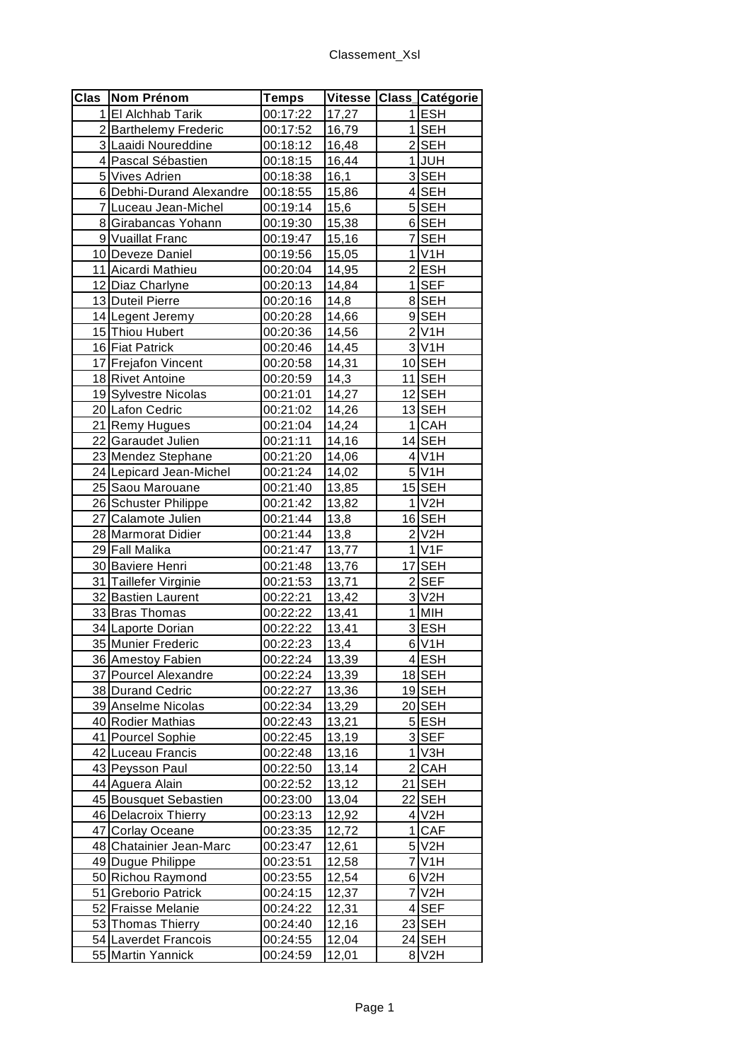| Clas | Nom Prénom | Temps | Vitesse | Class_ | Catégorie |
|---|---|---|---|---|---|
| 1 | El Alchhab Tarik | 00:17:22 | 17,27 | 1 | ESH |
| 2 | Barthelemy Frederic | 00:17:52 | 16,79 | 1 | SEH |
| 3 | Laaidi Noureddine | 00:18:12 | 16,48 | 2 | SEH |
| 4 | Pascal Sébastien | 00:18:15 | 16,44 | 1 | JUH |
| 5 | Vives Adrien | 00:18:38 | 16,1 | 3 | SEH |
| 6 | Debhi-Durand Alexandre | 00:18:55 | 15,86 | 4 | SEH |
| 7 | Luceau Jean-Michel | 00:19:14 | 15,6 | 5 | SEH |
| 8 | Girabancas Yohann | 00:19:30 | 15,38 | 6 | SEH |
| 9 | Vuaillat Franc | 00:19:47 | 15,16 | 7 | SEH |
| 10 | Deveze Daniel | 00:19:56 | 15,05 | 1 | V1H |
| 11 | Aicardi Mathieu | 00:20:04 | 14,95 | 2 | ESH |
| 12 | Diaz Charlyne | 00:20:13 | 14,84 | 1 | SEF |
| 13 | Duteil Pierre | 00:20:16 | 14,8 | 8 | SEH |
| 14 | Legent Jeremy | 00:20:28 | 14,66 | 9 | SEH |
| 15 | Thiou Hubert | 00:20:36 | 14,56 | 2 | V1H |
| 16 | Fiat Patrick | 00:20:46 | 14,45 | 3 | V1H |
| 17 | Frejafon Vincent | 00:20:58 | 14,31 | 10 | SEH |
| 18 | Rivet Antoine | 00:20:59 | 14,3 | 11 | SEH |
| 19 | Sylvestre Nicolas | 00:21:01 | 14,27 | 12 | SEH |
| 20 | Lafon Cedric | 00:21:02 | 14,26 | 13 | SEH |
| 21 | Remy Hugues | 00:21:04 | 14,24 | 1 | CAH |
| 22 | Garaudet Julien | 00:21:11 | 14,16 | 14 | SEH |
| 23 | Mendez Stephane | 00:21:20 | 14,06 | 4 | V1H |
| 24 | Lepicard Jean-Michel | 00:21:24 | 14,02 | 5 | V1H |
| 25 | Saou Marouane | 00:21:40 | 13,85 | 15 | SEH |
| 26 | Schuster Philippe | 00:21:42 | 13,82 | 1 | V2H |
| 27 | Calamote Julien | 00:21:44 | 13,8 | 16 | SEH |
| 28 | Marmorat Didier | 00:21:44 | 13,8 | 2 | V2H |
| 29 | Fall Malika | 00:21:47 | 13,77 | 1 | V1F |
| 30 | Baviere Henri | 00:21:48 | 13,76 | 17 | SEH |
| 31 | Taillefer Virginie | 00:21:53 | 13,71 | 2 | SEF |
| 32 | Bastien Laurent | 00:22:21 | 13,42 | 3 | V2H |
| 33 | Bras Thomas | 00:22:22 | 13,41 | 1 | MIH |
| 34 | Laporte Dorian | 00:22:22 | 13,41 | 3 | ESH |
| 35 | Munier Frederic | 00:22:23 | 13,4 | 6 | V1H |
| 36 | Amestoy Fabien | 00:22:24 | 13,39 | 4 | ESH |
| 37 | Pourcel Alexandre | 00:22:24 | 13,39 | 18 | SEH |
| 38 | Durand Cedric | 00:22:27 | 13,36 | 19 | SEH |
| 39 | Anselme Nicolas | 00:22:34 | 13,29 | 20 | SEH |
| 40 | Rodier Mathias | 00:22:43 | 13,21 | 5 | ESH |
| 41 | Pourcel Sophie | 00:22:45 | 13,19 | 3 | SEF |
| 42 | Luceau Francis | 00:22:48 | 13,16 | 1 | V3H |
| 43 | Peysson Paul | 00:22:50 | 13,14 | 2 | CAH |
| 44 | Aguera Alain | 00:22:52 | 13,12 | 21 | SEH |
| 45 | Bousquet Sebastien | 00:23:00 | 13,04 | 22 | SEH |
| 46 | Delacroix Thierry | 00:23:13 | 12,92 | 4 | V2H |
| 47 | Corlay Oceane | 00:23:35 | 12,72 | 1 | CAF |
| 48 | Chatainier Jean-Marc | 00:23:47 | 12,61 | 5 | V2H |
| 49 | Dugue Philippe | 00:23:51 | 12,58 | 7 | V1H |
| 50 | Richou Raymond | 00:23:55 | 12,54 | 6 | V2H |
| 51 | Greborio Patrick | 00:24:15 | 12,37 | 7 | V2H |
| 52 | Fraisse Melanie | 00:24:22 | 12,31 | 4 | SEF |
| 53 | Thomas Thierry | 00:24:40 | 12,16 | 23 | SEH |
| 54 | Laverdet Francois | 00:24:55 | 12,04 | 24 | SEH |
| 55 | Martin Yannick | 00:24:59 | 12,01 | 8 | V2H |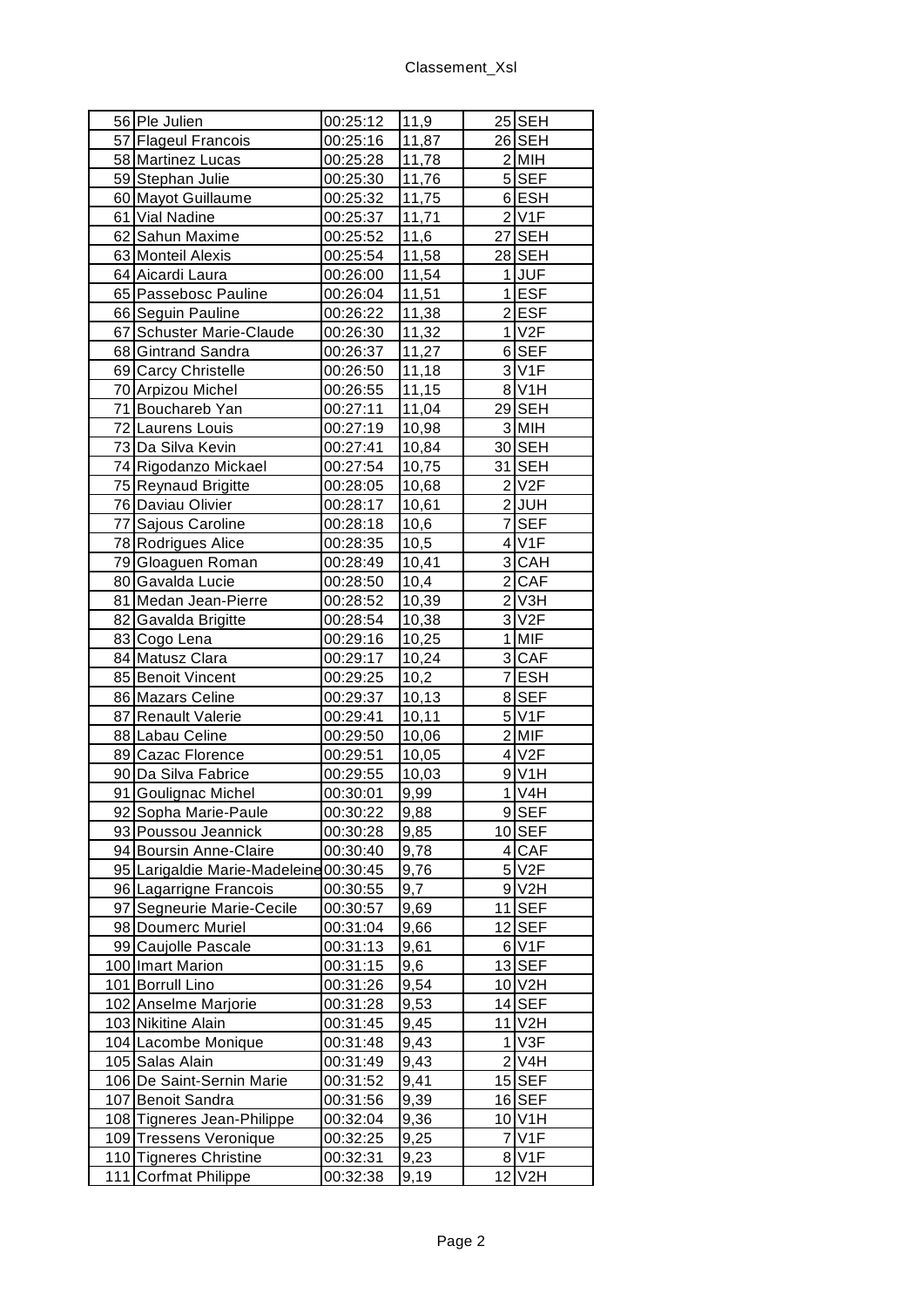| | | | | | |
|---|---|---|---|---|---|
| 56 | Ple Julien | 00:25:12 | 11,9 | 25 | SEH |
| 57 | Flageul Francois | 00:25:16 | 11,87 | 26 | SEH |
| 58 | Martinez Lucas | 00:25:28 | 11,78 | 2 | MIH |
| 59 | Stephan Julie | 00:25:30 | 11,76 | 5 | SEF |
| 60 | Mayot Guillaume | 00:25:32 | 11,75 | 6 | ESH |
| 61 | Vial Nadine | 00:25:37 | 11,71 | 2 | V1F |
| 62 | Sahun Maxime | 00:25:52 | 11,6 | 27 | SEH |
| 63 | Monteil Alexis | 00:25:54 | 11,58 | 28 | SEH |
| 64 | Aicardi Laura | 00:26:00 | 11,54 | 1 | JUF |
| 65 | Passebosc Pauline | 00:26:04 | 11,51 | 1 | ESF |
| 66 | Seguin Pauline | 00:26:22 | 11,38 | 2 | ESF |
| 67 | Schuster Marie-Claude | 00:26:30 | 11,32 | 1 | V2F |
| 68 | Gintrand Sandra | 00:26:37 | 11,27 | 6 | SEF |
| 69 | Carcy Christelle | 00:26:50 | 11,18 | 3 | V1F |
| 70 | Arpizou Michel | 00:26:55 | 11,15 | 8 | V1H |
| 71 | Bouchareb Yan | 00:27:11 | 11,04 | 29 | SEH |
| 72 | Laurens Louis | 00:27:19 | 10,98 | 3 | MIH |
| 73 | Da Silva Kevin | 00:27:41 | 10,84 | 30 | SEH |
| 74 | Rigodanzo Mickael | 00:27:54 | 10,75 | 31 | SEH |
| 75 | Reynaud Brigitte | 00:28:05 | 10,68 | 2 | V2F |
| 76 | Daviau Olivier | 00:28:17 | 10,61 | 2 | JUH |
| 77 | Sajous Caroline | 00:28:18 | 10,6 | 7 | SEF |
| 78 | Rodrigues Alice | 00:28:35 | 10,5 | 4 | V1F |
| 79 | Gloaguen Roman | 00:28:49 | 10,41 | 3 | CAH |
| 80 | Gavalda Lucie | 00:28:50 | 10,4 | 2 | CAF |
| 81 | Medan Jean-Pierre | 00:28:52 | 10,39 | 2 | V3H |
| 82 | Gavalda Brigitte | 00:28:54 | 10,38 | 3 | V2F |
| 83 | Cogo Lena | 00:29:16 | 10,25 | 1 | MIF |
| 84 | Matusz Clara | 00:29:17 | 10,24 | 3 | CAF |
| 85 | Benoit Vincent | 00:29:25 | 10,2 | 7 | ESH |
| 86 | Mazars Celine | 00:29:37 | 10,13 | 8 | SEF |
| 87 | Renault Valerie | 00:29:41 | 10,11 | 5 | V1F |
| 88 | Labau Celine | 00:29:50 | 10,06 | 2 | MIF |
| 89 | Cazac Florence | 00:29:51 | 10,05 | 4 | V2F |
| 90 | Da Silva Fabrice | 00:29:55 | 10,03 | 9 | V1H |
| 91 | Goulignac Michel | 00:30:01 | 9,99 | 1 | V4H |
| 92 | Sopha Marie-Paule | 00:30:22 | 9,88 | 9 | SEF |
| 93 | Poussou Jeannick | 00:30:28 | 9,85 | 10 | SEF |
| 94 | Boursin Anne-Claire | 00:30:40 | 9,78 | 4 | CAF |
| 95 | Larigaldie Marie-Madeleine | 00:30:45 | 9,76 | 5 | V2F |
| 96 | Lagarrigne Francois | 00:30:55 | 9,7 | 9 | V2H |
| 97 | Segneurie Marie-Cecile | 00:30:57 | 9,69 | 11 | SEF |
| 98 | Doumerc Muriel | 00:31:04 | 9,66 | 12 | SEF |
| 99 | Caujolle Pascale | 00:31:13 | 9,61 | 6 | V1F |
| 100 | Imart Marion | 00:31:15 | 9,6 | 13 | SEF |
| 101 | Borrull Lino | 00:31:26 | 9,54 | 10 | V2H |
| 102 | Anselme Marjorie | 00:31:28 | 9,53 | 14 | SEF |
| 103 | Nikitine Alain | 00:31:45 | 9,45 | 11 | V2H |
| 104 | Lacombe Monique | 00:31:48 | 9,43 | 1 | V3F |
| 105 | Salas Alain | 00:31:49 | 9,43 | 2 | V4H |
| 106 | De Saint-Sernin Marie | 00:31:52 | 9,41 | 15 | SEF |
| 107 | Benoit Sandra | 00:31:56 | 9,39 | 16 | SEF |
| 108 | Tigneres Jean-Philippe | 00:32:04 | 9,36 | 10 | V1H |
| 109 | Tressens Veronique | 00:32:25 | 9,25 | 7 | V1F |
| 110 | Tigneres Christine | 00:32:31 | 9,23 | 8 | V1F |
| 111 | Corfmat Philippe | 00:32:38 | 9,19 | 12 | V2H |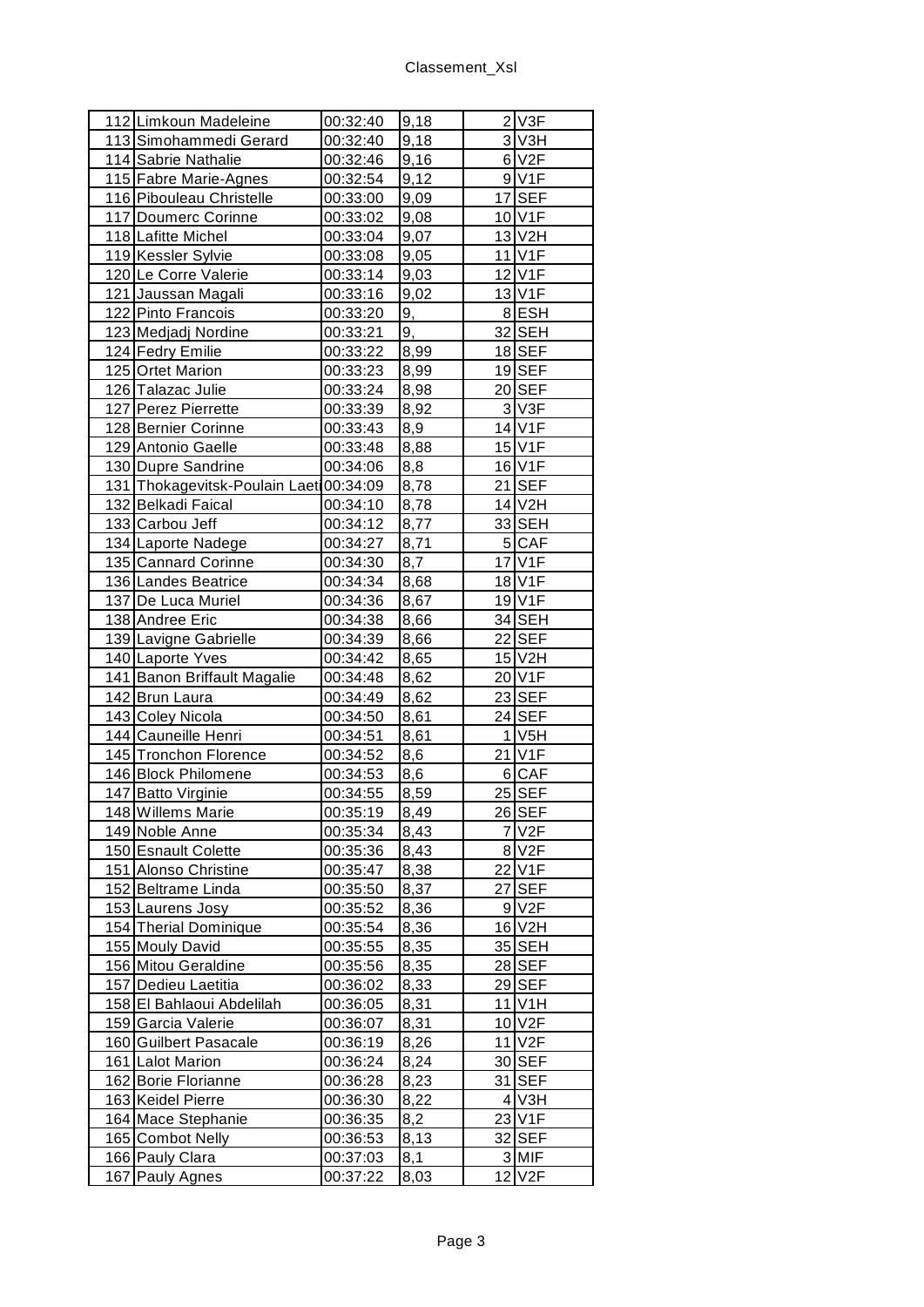| 112 | Limkoun Madeleine | 00:32:40 | 9,18 | 2 | V3F |
|---|---|---|---|---|---|
| 113 | Simohammedi Gerard | 00:32:40 | 9,18 | 3 | V3H |
| 114 | Sabrie Nathalie | 00:32:46 | 9,16 | 6 | V2F |
| 115 | Fabre Marie-Agnes | 00:32:54 | 9,12 | 9 | V1F |
| 116 | Pibouleau Christelle | 00:33:00 | 9,09 | 17 | SEF |
| 117 | Doumerc Corinne | 00:33:02 | 9,08 | 10 | V1F |
| 118 | Lafitte Michel | 00:33:04 | 9,07 | 13 | V2H |
| 119 | Kessler Sylvie | 00:33:08 | 9,05 | 11 | V1F |
| 120 | Le Corre Valerie | 00:33:14 | 9,03 | 12 | V1F |
| 121 | Jaussan Magali | 00:33:16 | 9,02 | 13 | V1F |
| 122 | Pinto Francois | 00:33:20 | 9, | 8 | ESH |
| 123 | Medjadj Nordine | 00:33:21 | 9, | 32 | SEH |
| 124 | Fedry Emilie | 00:33:22 | 8,99 | 18 | SEF |
| 125 | Ortet Marion | 00:33:23 | 8,99 | 19 | SEF |
| 126 | Talazac Julie | 00:33:24 | 8,98 | 20 | SEF |
| 127 | Perez Pierrette | 00:33:39 | 8,92 | 3 | V3F |
| 128 | Bernier Corinne | 00:33:43 | 8,9 | 14 | V1F |
| 129 | Antonio Gaelle | 00:33:48 | 8,88 | 15 | V1F |
| 130 | Dupre Sandrine | 00:34:06 | 8,8 | 16 | V1F |
| 131 | Thokagevitsk-Poulain Laeti | 00:34:09 | 8,78 | 21 | SEF |
| 132 | Belkadi Faical | 00:34:10 | 8,78 | 14 | V2H |
| 133 | Carbou Jeff | 00:34:12 | 8,77 | 33 | SEH |
| 134 | Laporte Nadege | 00:34:27 | 8,71 | 5 | CAF |
| 135 | Cannard Corinne | 00:34:30 | 8,7 | 17 | V1F |
| 136 | Landes Beatrice | 00:34:34 | 8,68 | 18 | V1F |
| 137 | De Luca Muriel | 00:34:36 | 8,67 | 19 | V1F |
| 138 | Andree Eric | 00:34:38 | 8,66 | 34 | SEH |
| 139 | Lavigne Gabrielle | 00:34:39 | 8,66 | 22 | SEF |
| 140 | Laporte Yves | 00:34:42 | 8,65 | 15 | V2H |
| 141 | Banon Briffault Magalie | 00:34:48 | 8,62 | 20 | V1F |
| 142 | Brun Laura | 00:34:49 | 8,62 | 23 | SEF |
| 143 | Coley Nicola | 00:34:50 | 8,61 | 24 | SEF |
| 144 | Cauneille Henri | 00:34:51 | 8,61 | 1 | V5H |
| 145 | Tronchon Florence | 00:34:52 | 8,6 | 21 | V1F |
| 146 | Block Philomene | 00:34:53 | 8,6 | 6 | CAF |
| 147 | Batto Virginie | 00:34:55 | 8,59 | 25 | SEF |
| 148 | Willems Marie | 00:35:19 | 8,49 | 26 | SEF |
| 149 | Noble Anne | 00:35:34 | 8,43 | 7 | V2F |
| 150 | Esnault Colette | 00:35:36 | 8,43 | 8 | V2F |
| 151 | Alonso Christine | 00:35:47 | 8,38 | 22 | V1F |
| 152 | Beltrame Linda | 00:35:50 | 8,37 | 27 | SEF |
| 153 | Laurens Josy | 00:35:52 | 8,36 | 9 | V2F |
| 154 | Therial Dominique | 00:35:54 | 8,36 | 16 | V2H |
| 155 | Mouly David | 00:35:55 | 8,35 | 35 | SEH |
| 156 | Mitou Geraldine | 00:35:56 | 8,35 | 28 | SEF |
| 157 | Dedieu Laetitia | 00:36:02 | 8,33 | 29 | SEF |
| 158 | El Bahlaoui Abdelilah | 00:36:05 | 8,31 | 11 | V1H |
| 159 | Garcia Valerie | 00:36:07 | 8,31 | 10 | V2F |
| 160 | Guilbert Pasacale | 00:36:19 | 8,26 | 11 | V2F |
| 161 | Lalot Marion | 00:36:24 | 8,24 | 30 | SEF |
| 162 | Borie Florianne | 00:36:28 | 8,23 | 31 | SEF |
| 163 | Keidel Pierre | 00:36:30 | 8,22 | 4 | V3H |
| 164 | Mace Stephanie | 00:36:35 | 8,2 | 23 | V1F |
| 165 | Combot Nelly | 00:36:53 | 8,13 | 32 | SEF |
| 166 | Pauly Clara | 00:37:03 | 8,1 | 3 | MIF |
| 167 | Pauly Agnes | 00:37:22 | 8,03 | 12 | V2F |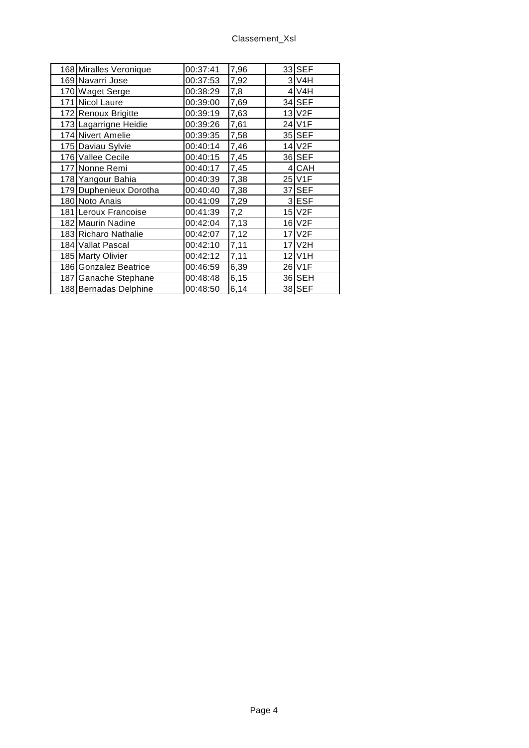| | | | | | |
|---|---|---|---|---|---|
| 168 | Miralles Veronique | 00:37:41 | 7,96 | 33 | SEF |
| 169 | Navarri Jose | 00:37:53 | 7,92 | 3 | V4H |
| 170 | Waget Serge | 00:38:29 | 7,8 | 4 | V4H |
| 171 | Nicol Laure | 00:39:00 | 7,69 | 34 | SEF |
| 172 | Renoux Brigitte | 00:39:19 | 7,63 | 13 | V2F |
| 173 | Lagarrigne Heidie | 00:39:26 | 7,61 | 24 | V1F |
| 174 | Nivert Amelie | 00:39:35 | 7,58 | 35 | SEF |
| 175 | Daviau Sylvie | 00:40:14 | 7,46 | 14 | V2F |
| 176 | Vallee Cecile | 00:40:15 | 7,45 | 36 | SEF |
| 177 | Nonne Remi | 00:40:17 | 7,45 | 4 | CAH |
| 178 | Yangour Bahia | 00:40:39 | 7,38 | 25 | V1F |
| 179 | Duphenieux Dorotha | 00:40:40 | 7,38 | 37 | SEF |
| 180 | Noto Anais | 00:41:09 | 7,29 | 3 | ESF |
| 181 | Leroux Francoise | 00:41:39 | 7,2 | 15 | V2F |
| 182 | Maurin Nadine | 00:42:04 | 7,13 | 16 | V2F |
| 183 | Richaro Nathalie | 00:42:07 | 7,12 | 17 | V2F |
| 184 | Vallat Pascal | 00:42:10 | 7,11 | 17 | V2H |
| 185 | Marty Olivier | 00:42:12 | 7,11 | 12 | V1H |
| 186 | Gonzalez Beatrice | 00:46:59 | 6,39 | 26 | V1F |
| 187 | Ganache Stephane | 00:48:48 | 6,15 | 36 | SEH |
| 188 | Bernadas Delphine | 00:48:50 | 6,14 | 38 | SEF |